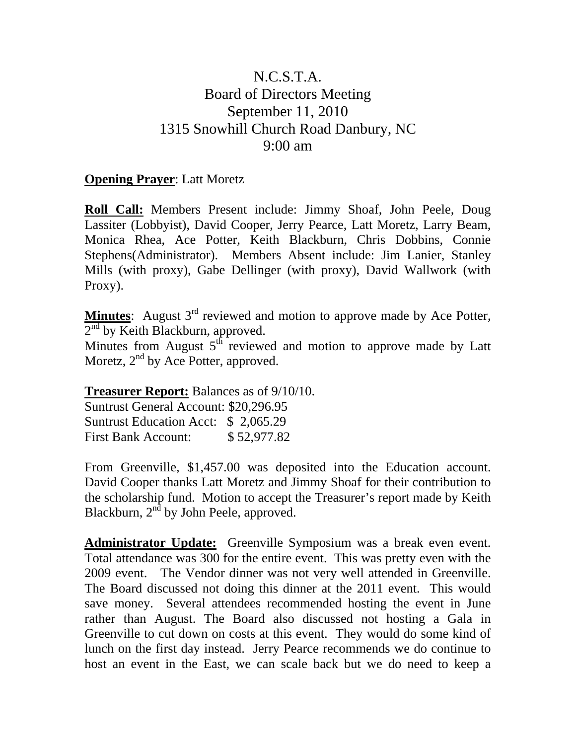# N.C.S.T.A.
## Board of Directors Meeting
## September 11, 2010
## 1315 Snowhill Church Road Danbury, NC
## 9:00 am

**Opening Prayer**: Latt Moretz

**Roll Call:** Members Present include: Jimmy Shoaf, John Peele, Doug Lassiter (Lobbyist), David Cooper, Jerry Pearce, Latt Moretz, Larry Beam, Monica Rhea, Ace Potter, Keith Blackburn, Chris Dobbins, Connie Stephens(Administrator). Members Absent include: Jim Lanier, Stanley Mills (with proxy), Gabe Dellinger (with proxy), David Wallwork (with Proxy).

**Minutes**: August 3rd reviewed and motion to approve made by Ace Potter, 2nd by Keith Blackburn, approved.
Minutes from August 5th reviewed and motion to approve made by Latt Moretz, 2nd by Ace Potter, approved.

**Treasurer Report:** Balances as of 9/10/10.
Suntrust General Account: $20,296.95
Suntrust Education Acct: $ 2,065.29
First Bank Account: $ 52,977.82

From Greenville, $1,457.00 was deposited into the Education account. David Cooper thanks Latt Moretz and Jimmy Shoaf for their contribution to the scholarship fund. Motion to accept the Treasurer's report made by Keith Blackburn, 2nd by John Peele, approved.

**Administrator Update:** Greenville Symposium was a break even event. Total attendance was 300 for the entire event. This was pretty even with the 2009 event. The Vendor dinner was not very well attended in Greenville. The Board discussed not doing this dinner at the 2011 event. This would save money. Several attendees recommended hosting the event in June rather than August. The Board also discussed not hosting a Gala in Greenville to cut down on costs at this event. They would do some kind of lunch on the first day instead. Jerry Pearce recommends we do continue to host an event in the East, we can scale back but we do need to keep a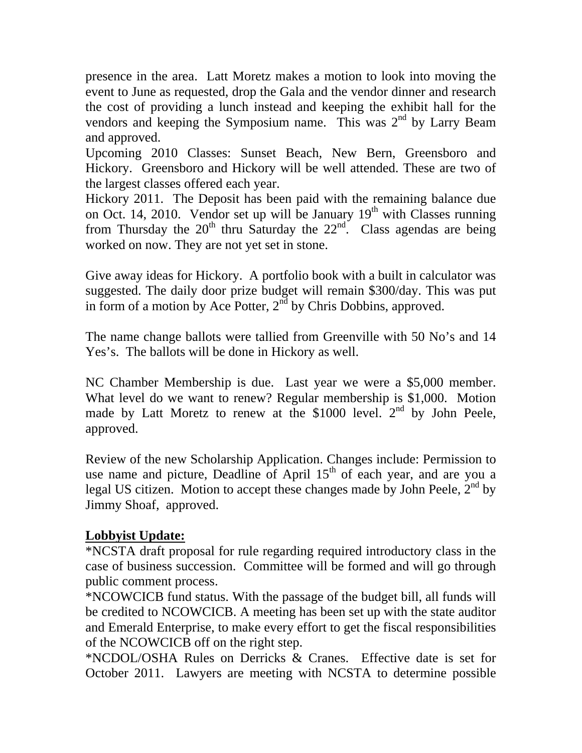presence in the area. Latt Moretz makes a motion to look into moving the event to June as requested, drop the Gala and the vendor dinner and research the cost of providing a lunch instead and keeping the exhibit hall for the vendors and keeping the Symposium name. This was 2nd by Larry Beam and approved.

Upcoming 2010 Classes: Sunset Beach, New Bern, Greensboro and Hickory. Greensboro and Hickory will be well attended. These are two of the largest classes offered each year.

Hickory 2011. The Deposit has been paid with the remaining balance due on Oct. 14, 2010. Vendor set up will be January 19th with Classes running from Thursday the 20th thru Saturday the 22nd. Class agendas are being worked on now. They are not yet set in stone.

Give away ideas for Hickory. A portfolio book with a built in calculator was suggested. The daily door prize budget will remain $300/day. This was put in form of a motion by Ace Potter, 2nd by Chris Dobbins, approved.

The name change ballots were tallied from Greenville with 50 No's and 14 Yes's. The ballots will be done in Hickory as well.

NC Chamber Membership is due. Last year we were a $5,000 member. What level do we want to renew? Regular membership is $1,000. Motion made by Latt Moretz to renew at the $1000 level. 2nd by John Peele, approved.

Review of the new Scholarship Application. Changes include: Permission to use name and picture, Deadline of April 15th of each year, and are you a legal US citizen. Motion to accept these changes made by John Peele, 2nd by Jimmy Shoaf, approved.

**<u>Lobbyist Update:</u>**

*NCSTA draft proposal for rule regarding required introductory class in the case of business succession. Committee will be formed and will go through public comment process.

*NCOWCICB fund status. With the passage of the budget bill, all funds will be credited to NCOWCICB. A meeting has been set up with the state auditor and Emerald Enterprise, to make every effort to get the fiscal responsibilities of the NCOWCICB off on the right step.

*NCDOL/OSHA Rules on Derricks & Cranes. Effective date is set for October 2011. Lawyers are meeting with NCSTA to determine possible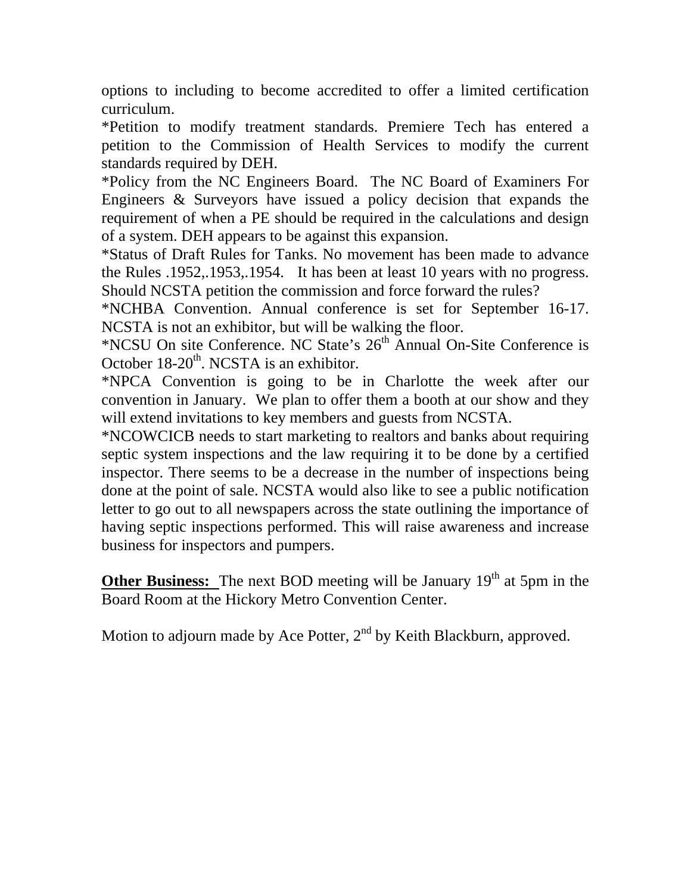options to including to become accredited to offer a limited certification curriculum.

*Petition to modify treatment standards. Premiere Tech has entered a petition to the Commission of Health Services to modify the current standards required by DEH.

*Policy from the NC Engineers Board. The NC Board of Examiners For Engineers & Surveyors have issued a policy decision that expands the requirement of when a PE should be required in the calculations and design of a system. DEH appears to be against this expansion.

*Status of Draft Rules for Tanks. No movement has been made to advance the Rules .1952,.1953,.1954. It has been at least 10 years with no progress. Should NCSTA petition the commission and force forward the rules?

*NCHBA Convention. Annual conference is set for September 16-17. NCSTA is not an exhibitor, but will be walking the floor.

*NCSU On site Conference. NC State's 26th Annual On-Site Conference is October 18-20th. NCSTA is an exhibitor.

*NPCA Convention is going to be in Charlotte the week after our convention in January. We plan to offer them a booth at our show and they will extend invitations to key members and guests from NCSTA.

*NCOWCICB needs to start marketing to realtors and banks about requiring septic system inspections and the law requiring it to be done by a certified inspector. There seems to be a decrease in the number of inspections being done at the point of sale. NCSTA would also like to see a public notification letter to go out to all newspapers across the state outlining the importance of having septic inspections performed. This will raise awareness and increase business for inspectors and pumpers.

**Other Business:** The next BOD meeting will be January 19th at 5pm in the Board Room at the Hickory Metro Convention Center.

Motion to adjourn made by Ace Potter, 2nd by Keith Blackburn, approved.